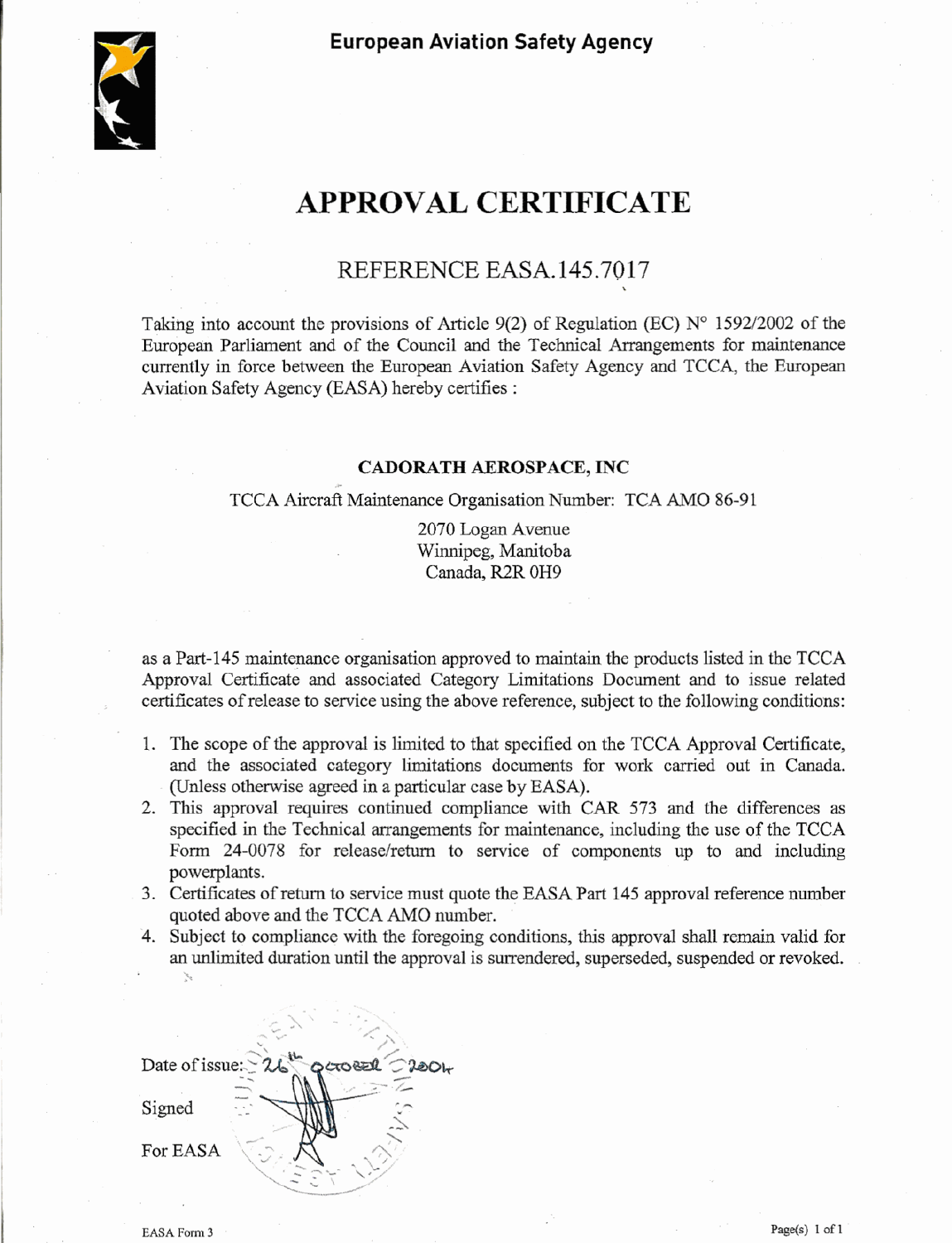European Aviation Safety Agency

# APPROVAL CERTIFICATE

## REFERENCE EASA.145.7017

Taking into account the provisions of Article 9(2) of Regulation (EC) N° 1592/2002 of the European Parliament and of the Council and the Technical Arrangements for maintenance currently in force between the European Aviation Safety Agency and TCCA, the European Aviation Safety Agency (EASA) hereby certifies :

**CADORATH AEROSPACE, INC**

TCCA Aircraft Maintenance Organisation Number: TCA AMO 86-91

2070 Logan Avenue
Winnipeg, Manitoba
Canada, R2R 0H9

as a Part-145 maintenance organisation approved to maintain the products listed in the TCCA Approval Certificate and associated Category Limitations Document and to issue related certificates of release to service using the above reference, subject to the following conditions:

1. The scope of the approval is limited to that specified on the TCCA Approval Certificate, and the associated category limitations documents for work carried out in Canada. (Unless otherwise agreed in a particular case by EASA).
2. This approval requires continued compliance with CAR 573 and the differences as specified in the Technical arrangements for maintenance, including the use of the TCCA Form 24-0078 for release/return to service of components up to and including powerplants.
3. Certificates of return to service must quote the EASA Part 145 approval reference number quoted above and the TCCA AMO number.
4. Subject to compliance with the foregoing conditions, this approval shall remain valid for an unlimited duration until the approval is surrendered, superseded, suspended or revoked.

Date of issue: 26th October 2004

Signed

For EASA

EASA Form 3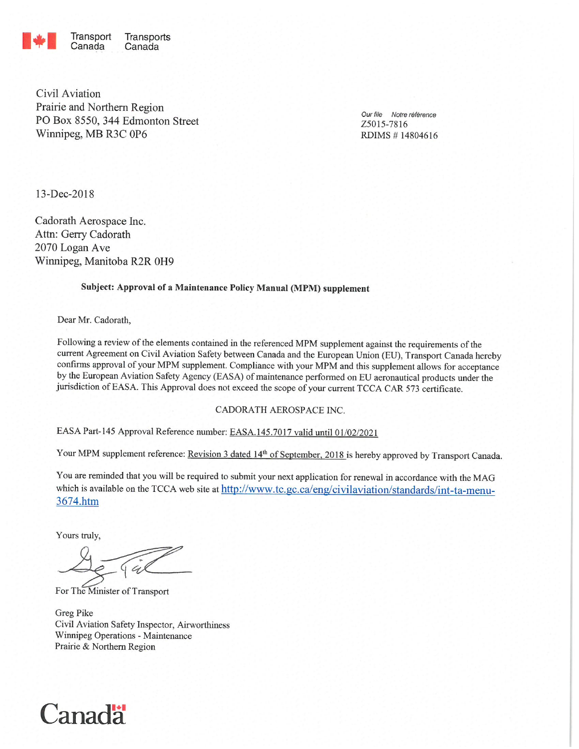Transport Canada Transports Canada

Civil Aviation
Prairie and Northern Region
PO Box 8550, 344 Edmonton Street
Winnipeg, MB R3C 0P6

*Our file Notre référence*
Z5015-7816
RDIMS # 14804616

13-Dec-2018

Cadorath Aerospace Inc.
Attn: Gerry Cadorath
2070 Logan Ave
Winnipeg, Manitoba R2R 0H9

**Subject: Approval of a Maintenance Policy Manual (MPM) supplement**

Dear Mr. Cadorath,

Following a review of the elements contained in the referenced MPM supplement against the requirements of the current Agreement on Civil Aviation Safety between Canada and the European Union (EU), Transport Canada hereby confirms approval of your MPM supplement. Compliance with your MPM and this supplement allows for acceptance by the European Aviation Safety Agency (EASA) of maintenance performed on EU aeronautical products under the jurisdiction of EASA. This Approval does not exceed the scope of your current TCCA CAR 573 certificate.

CADORATH AEROSPACE INC.

EASA Part-145 Approval Reference number: EASA.145.7017 valid until 01/02/2021

Your MPM supplement reference: Revision 3 dated 14th of September, 2018 is hereby approved by Transport Canada.

You are reminded that you will be required to submit your next application for renewal in accordance with the MAG which is available on the TCCA web site at http://www.tc.gc.ca/eng/civilaviation/standards/int-ta-menu-3674.htm

Yours truly,

For The Minister of Transport

Greg Pike
Civil Aviation Safety Inspector, Airworthiness
Winnipeg Operations - Maintenance
Prairie & Northern Region

Canada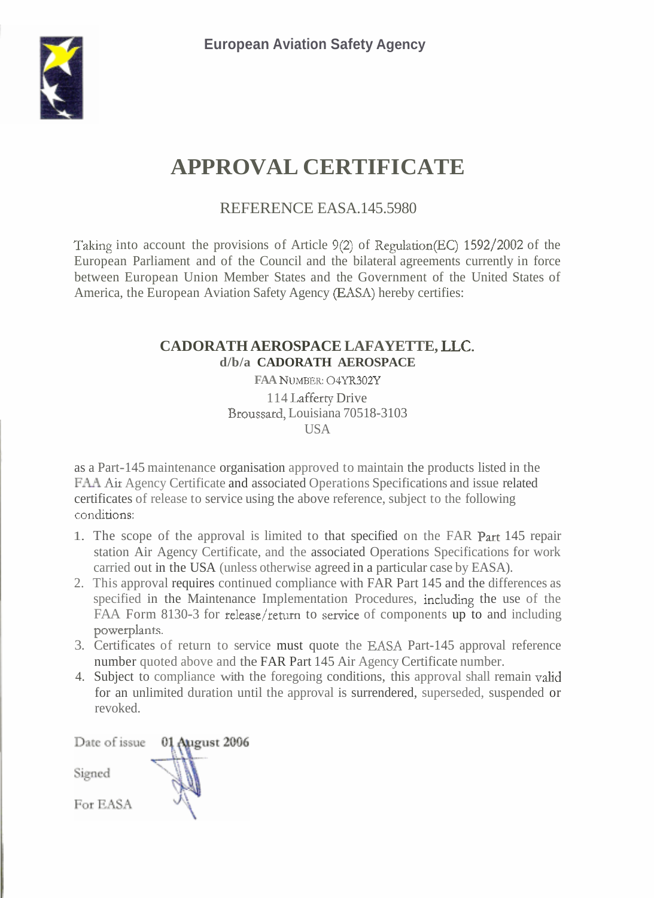**European Aviation Safety Agency**

# APPROVAL CERTIFICATE

REFERENCE EASA.145.5980

Taking into account the provisions of Article 9(2) of Regulation(EC) 1592/2002 of the European Parliament and of the Council and the bilateral agreements currently in force between European Union Member States and the Government of the United States of America, the European Aviation Safety Agency (EASA) hereby certifies:

**CADORATH AEROSPACE LAFAYETTE, LLC.**
**d/b/a CADORATH AEROSPACE**
**FAA NUMBER: O4YR302Y**
114 Lafferty Drive
Broussard, Louisiana 70518-3103
USA

as a Part-145 maintenance organisation approved to maintain the products listed in the FAA Air Agency Certificate and associated Operations Specifications and issue related certificates of release to service using the above reference, subject to the following conditions:

1. The scope of the approval is limited to that specified on the FAR Part 145 repair station Air Agency Certificate, and the associated Operations Specifications for work carried out in the USA (unless otherwise agreed in a particular case by EASA).
2. This approval requires continued compliance with FAR Part 145 and the differences as specified in the Maintenance Implementation Procedures, including the use of the FAA Form 8130-3 for release/return to service of components up to and including powerplants.
3. Certificates of return to service must quote the EASA Part-145 approval reference number quoted above and the FAR Part 145 Air Agency Certificate number.
4. Subject to compliance with the foregoing conditions, this approval shall remain valid for an unlimited duration until the approval is surrendered, superseded, suspended or revoked.

Date of issue **01 August 2006**

Signed

For EASA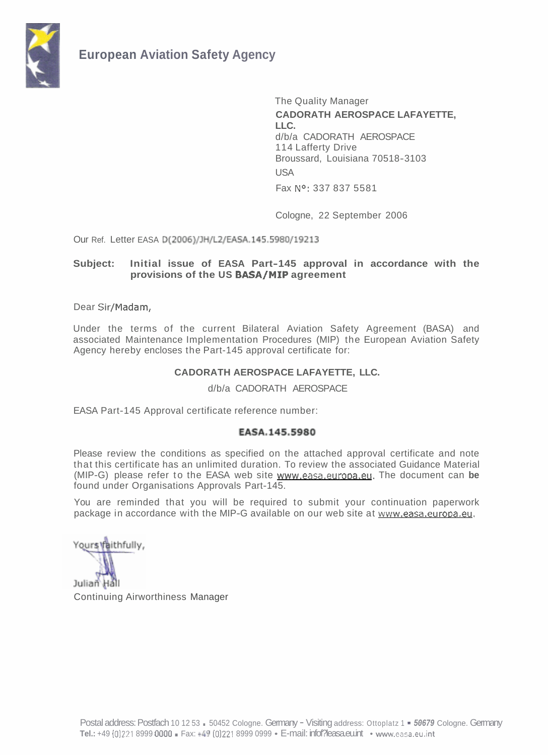# European Aviation Safety Agency

The Quality Manager
**CADORATH AEROSPACE LAFAYETTE, LLC.**
d/b/a CADORATH AEROSPACE
114 Lafferty Drive
Broussard, Louisiana 70518-3103
USA

Fax N°: 337 837 5581

Cologne, 22 September 2006

Our Ref. Letter EASA D(2006)/JH/L2/EASA.145.5980/19213

**Subject: Initial issue of EASA Part-145 approval in accordance with the provisions of the US BASA/MIP agreement**

Dear Sir/Madam,

Under the terms of the current Bilateral Aviation Safety Agreement (BASA) and associated Maintenance Implementation Procedures (MIP) the European Aviation Safety Agency hereby encloses the Part-145 approval certificate for:

**CADORATH AEROSPACE LAFAYETTE, LLC.**
d/b/a CADORATH AEROSPACE

EASA Part-145 Approval certificate reference number:

**EASA.145.5980**

Please review the conditions as specified on the attached approval certificate and note that this certificate has an unlimited duration. To review the associated Guidance Material (MIP-G) please refer to the EASA web site www.easa.europa.eu. The document can **be** found under Organisations Approvals Part-145.

You are reminded that you will be required to submit your continuation paperwork package in accordance with the MIP-G available on our web site at www.easa.europa.eu.

Yours faithfully,

Julian Hall
Continuing Airworthiness Manager

Postal address: Postfach 10 12 53 ▪ 50452 Cologne. Germany - Visiting address: Ottoplatz 1 ▪ ***50679*** Cologne. Germany
**Tel.:** +49 (0)221 8999 0000 ▪ Fax: +49 (0)221 8999 0999 • E-mail: info@easa.eu.int • www.easa.eu.int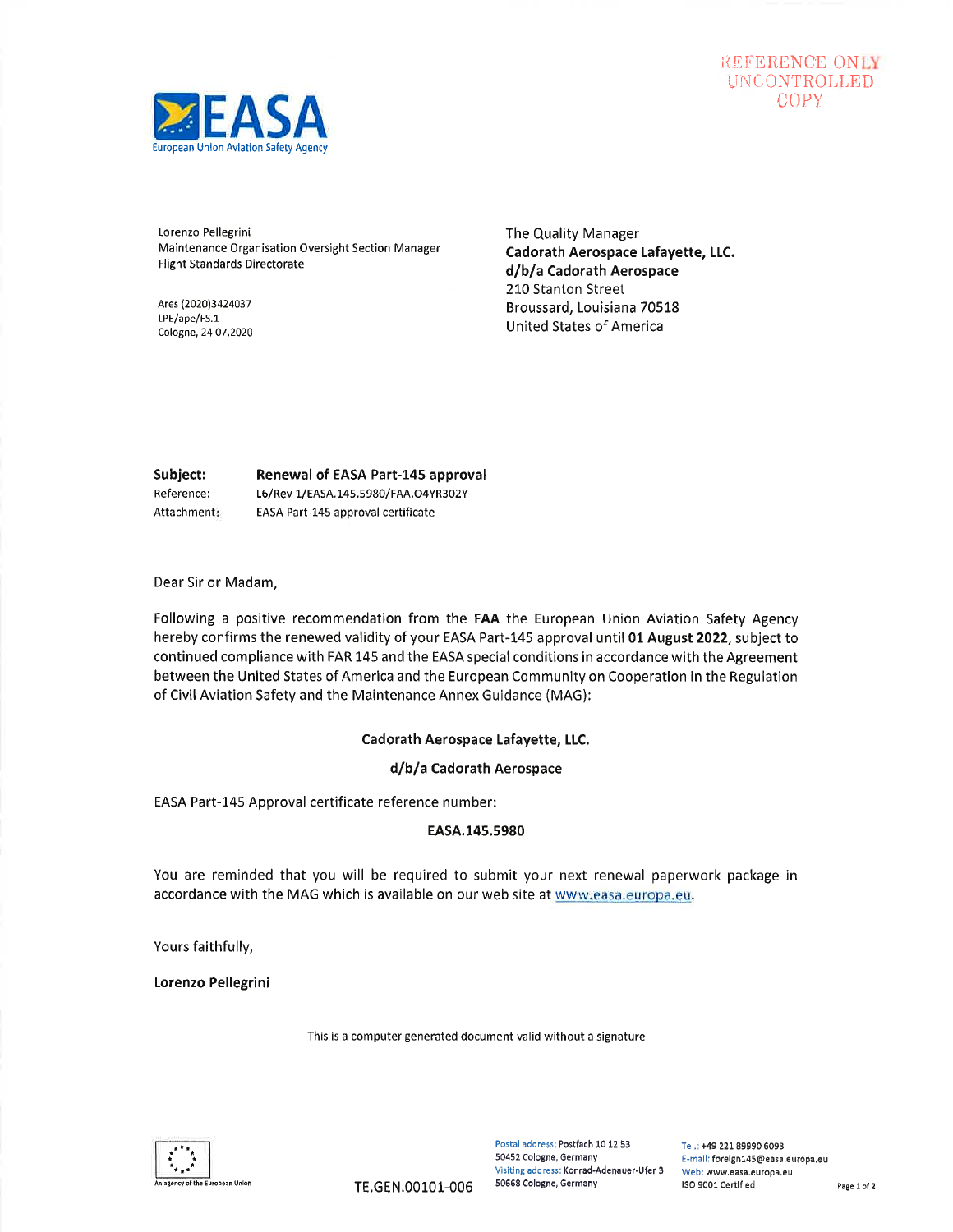REFERENCE ONLY
UNCONTROLLED
COPY

EASA
European Union Aviation Safety Agency

Lorenzo Pellegrini
Maintenance Organisation Oversight Section Manager
Flight Standards Directorate

Ares (2020)3424037
LPE/ape/FS.1
Cologne, 24.07.2020

The Quality Manager
**Cadorath Aerospace Lafayette, LLC.**
**d/b/a Cadorath Aerospace**
210 Stanton Street
Broussard, Louisiana 70518
United States of America

**Subject:** **Renewal of EASA Part-145 approval**
Reference: L6/Rev 1/EASA.145.5980/FAA.O4YR302Y
Attachment: EASA Part-145 approval certificate

Dear Sir or Madam,

Following a positive recommendation from the **FAA** the European Union Aviation Safety Agency hereby confirms the renewed validity of your EASA Part-145 approval until **01 August 2022**, subject to continued compliance with FAR 145 and the EASA special conditions in accordance with the Agreement between the United States of America and the European Community on Cooperation in the Regulation of Civil Aviation Safety and the Maintenance Annex Guidance (MAG):

**Cadorath Aerospace Lafayette, LLC.**

**d/b/a Cadorath Aerospace**

EASA Part-145 Approval certificate reference number:

**EASA.145.5980**

You are reminded that you will be required to submit your next renewal paperwork package in accordance with the MAG which is available on our web site at www.easa.europa.eu.

Yours faithfully,

**Lorenzo Pellegrini**

This is a computer generated document valid without a signature

An agency of the European Union

TE.GEN.00101-006

Postal address: Postfach 10 12 53
50452 Cologne, Germany
Visiting address: Konrad-Adenauer-Ufer 3
50668 Cologne, Germany

Tel.: +49 221 89990 6093
E-mail: foreign145@easa.europa.eu
Web: www.easa.europa.eu
ISO 9001 Certified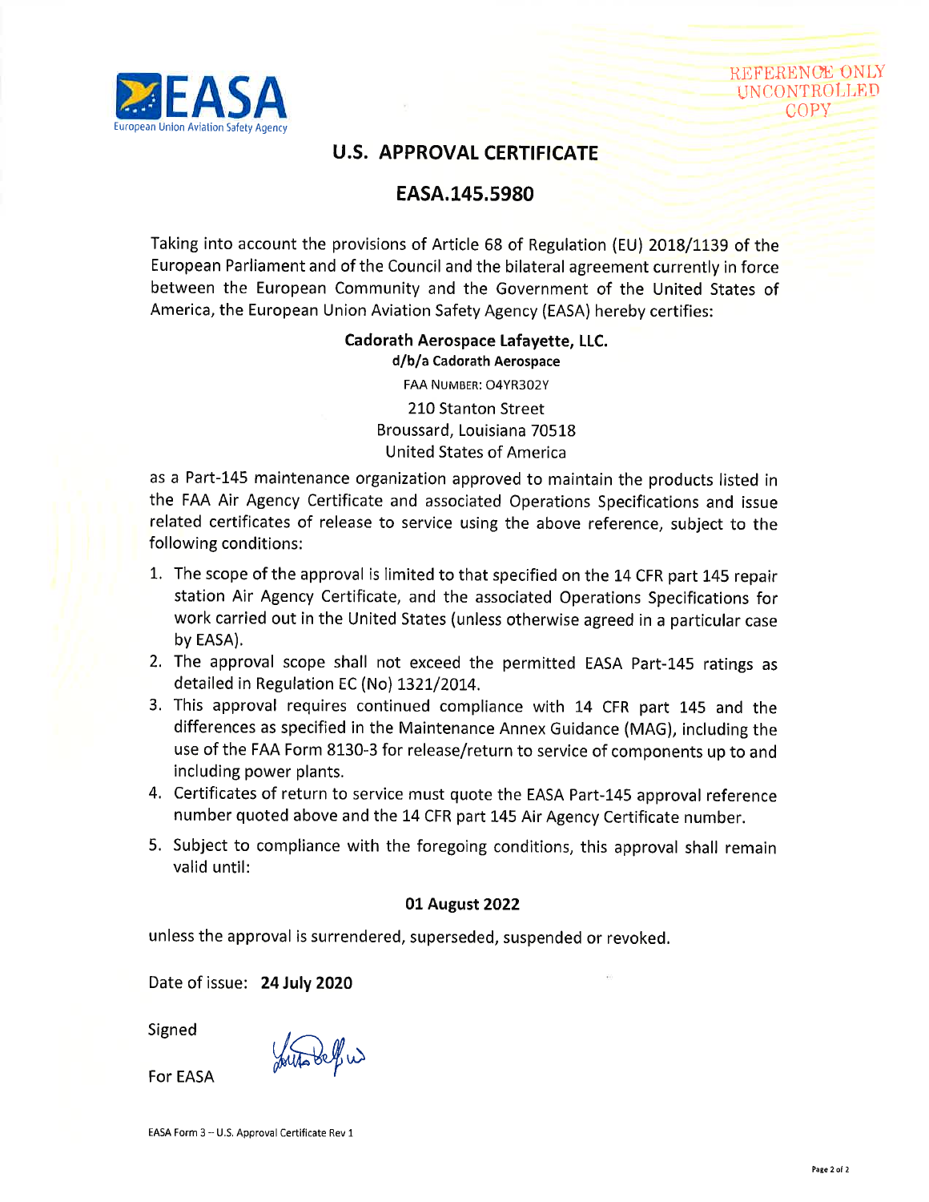REFERENCE ONLY
UNCONTROLLED
COPY

# U.S. APPROVAL CERTIFICATE

## EASA.145.5980

Taking into account the provisions of Article 68 of Regulation (EU) 2018/1139 of the European Parliament and of the Council and the bilateral agreement currently in force between the European Community and the Government of the United States of America, the European Union Aviation Safety Agency (EASA) hereby certifies:

**Cadorath Aerospace Lafayette, LLC.**
**d/b/a Cadorath Aerospace**
FAA NUMBER: O4YR302Y
210 Stanton Street
Broussard, Louisiana 70518
United States of America

as a Part-145 maintenance organization approved to maintain the products listed in the FAA Air Agency Certificate and associated Operations Specifications and issue related certificates of release to service using the above reference, subject to the following conditions:

1. The scope of the approval is limited to that specified on the 14 CFR part 145 repair station Air Agency Certificate, and the associated Operations Specifications for work carried out in the United States (unless otherwise agreed in a particular case by EASA).
2. The approval scope shall not exceed the permitted EASA Part-145 ratings as detailed in Regulation EC (No) 1321/2014.
3. This approval requires continued compliance with 14 CFR part 145 and the differences as specified in the Maintenance Annex Guidance (MAG), including the use of the FAA Form 8130-3 for release/return to service of components up to and including power plants.
4. Certificates of return to service must quote the EASA Part-145 approval reference number quoted above and the 14 CFR part 145 Air Agency Certificate number.
5. Subject to compliance with the foregoing conditions, this approval shall remain valid until:

**01 August 2022**

unless the approval is surrendered, superseded, suspended or revoked.

Date of issue: **24 July 2020**

Signed

For EASA

EASA Form 3 – U.S. Approval Certificate Rev 1